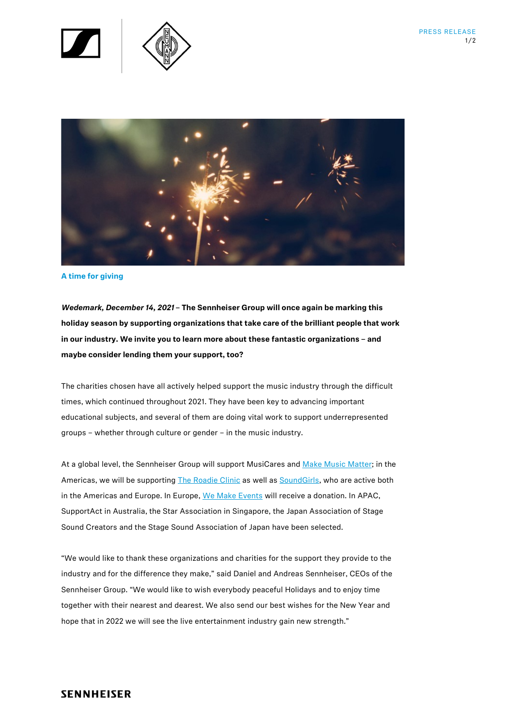A time for giving

***Wedemark, December 14, 2021* – The Sennheiser Group will once again be marking this holiday season by supporting organizations that take care of the brilliant people that work in our industry. We invite you to learn more about these fantastic organizations – and maybe consider lending them your support, too?**

The charities chosen have all actively helped support the music industry through the difficult times, which continued throughout 2021. They have been key to advancing important educational subjects, and several of them are doing vital work to support underrepresented groups – whether through culture or gender – in the music industry.

At a global level, the Sennheiser Group will support MusiCares and Make Music Matter; in the Americas, we will be supporting The Roadie Clinic as well as SoundGirls, who are active both in the Americas and Europe. In Europe, We Make Events will receive a donation. In APAC, SupportAct in Australia, the Star Association in Singapore, the Japan Association of Stage Sound Creators and the Stage Sound Association of Japan have been selected.

"We would like to thank these organizations and charities for the support they provide to the industry and for the difference they make," said Daniel and Andreas Sennheiser, CEOs of the Sennheiser Group. "We would like to wish everybody peaceful Holidays and to enjoy time together with their nearest and dearest. We also send our best wishes for the New Year and hope that in 2022 we will see the live entertainment industry gain new strength."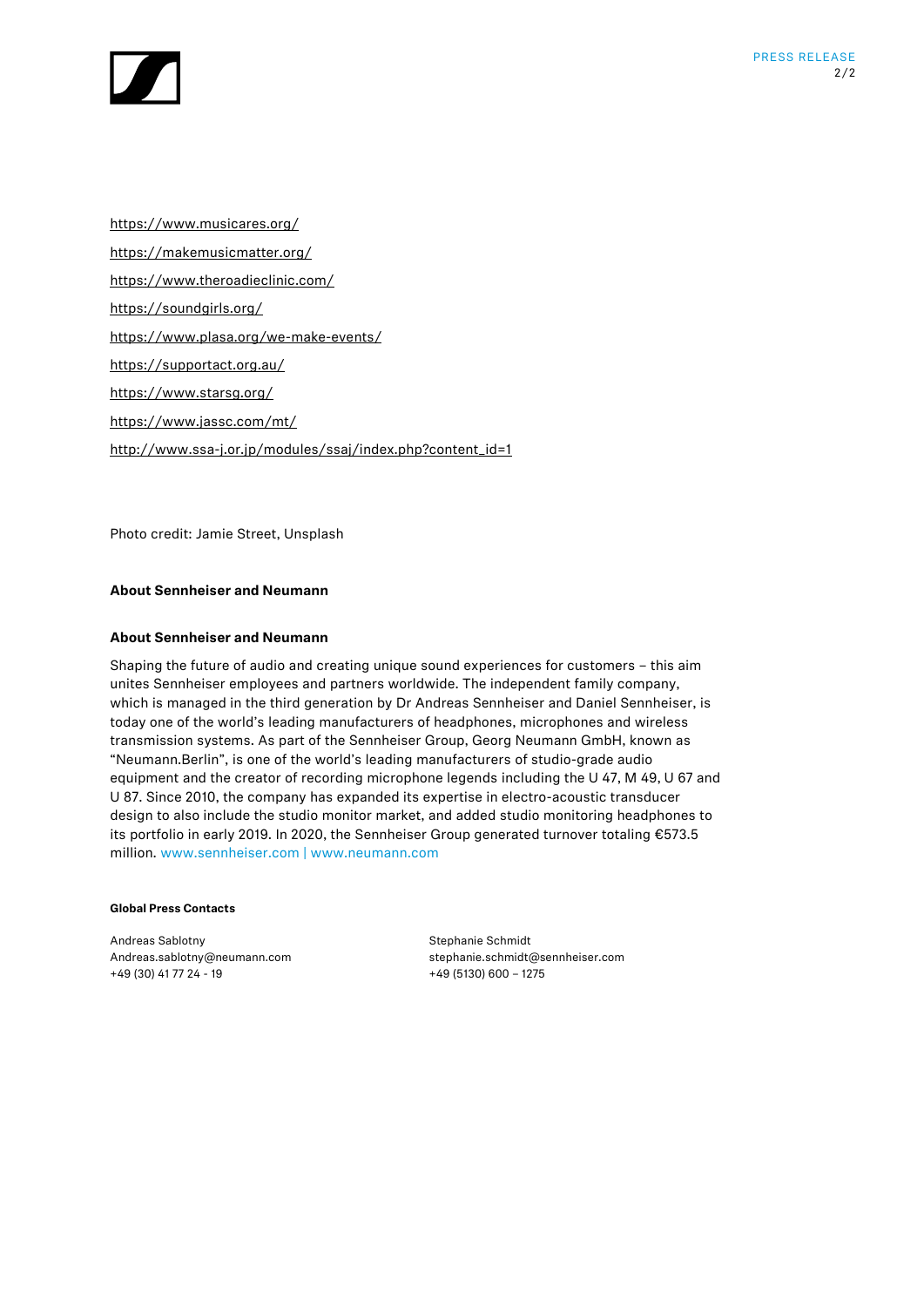https://www.musicares.org/

https://makemusicmatter.org/

https://www.theroadieclinic.com/

https://soundgirls.org/

https://www.plasa.org/we-make-events/

https://supportact.org.au/

https://www.starsg.org/

https://www.jassc.com/mt/

http://www.ssa-j.or.jp/modules/ssaj/index.php?content_id=1

Photo credit: Jamie Street, Unsplash

**About Sennheiser and Neumann**

**About Sennheiser and Neumann**

Shaping the future of audio and creating unique sound experiences for customers – this aim unites Sennheiser employees and partners worldwide. The independent family company, which is managed in the third generation by Dr Andreas Sennheiser and Daniel Sennheiser, is today one of the world's leading manufacturers of headphones, microphones and wireless transmission systems. As part of the Sennheiser Group, Georg Neumann GmbH, known as "Neumann.Berlin", is one of the world's leading manufacturers of studio-grade audio equipment and the creator of recording microphone legends including the U 47, M 49, U 67 and U 87. Since 2010, the company has expanded its expertise in electro-acoustic transducer design to also include the studio monitor market, and added studio monitoring headphones to its portfolio in early 2019. In 2020, the Sennheiser Group generated turnover totaling €573.5 million. www.sennheiser.com | www.neumann.com

**Global Press Contacts**

Andreas Sablotny
Andreas.sablotny@neumann.com
+49 (30) 41 77 24 - 19

Stephanie Schmidt
stephanie.schmidt@sennheiser.com
+49 (5130) 600 – 1275